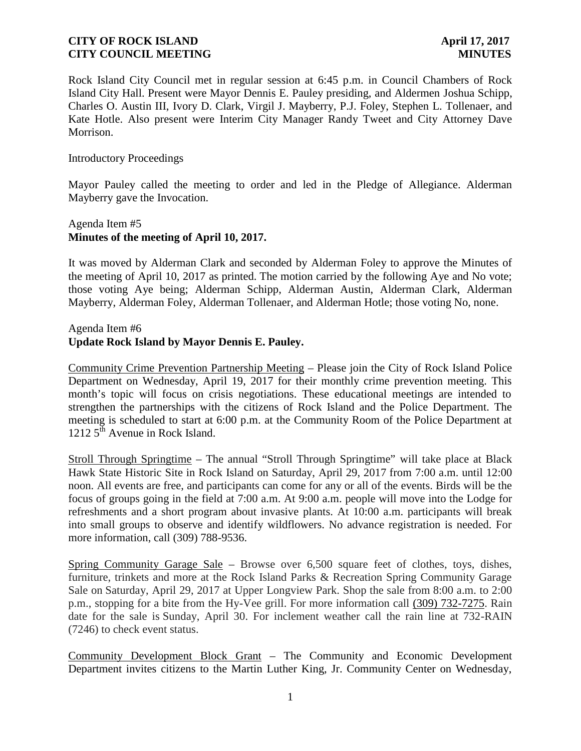**CITY OF ROCK ISLAND** **April 17, 2017**
**CITY COUNCIL MEETING** **MINUTES**

Rock Island City Council met in regular session at 6:45 p.m. in Council Chambers of Rock Island City Hall. Present were Mayor Dennis E. Pauley presiding, and Aldermen Joshua Schipp, Charles O. Austin III, Ivory D. Clark, Virgil J. Mayberry, P.J. Foley, Stephen L. Tollenaer, and Kate Hotle. Also present were Interim City Manager Randy Tweet and City Attorney Dave Morrison.

Introductory Proceedings

Mayor Pauley called the meeting to order and led in the Pledge of Allegiance. Alderman Mayberry gave the Invocation.

Agenda Item #5
**Minutes of the meeting of April 10, 2017.**

It was moved by Alderman Clark and seconded by Alderman Foley to approve the Minutes of the meeting of April 10, 2017 as printed. The motion carried by the following Aye and No vote; those voting Aye being; Alderman Schipp, Alderman Austin, Alderman Clark, Alderman Mayberry, Alderman Foley, Alderman Tollenaer, and Alderman Hotle; those voting No, none.

Agenda Item #6
**Update Rock Island by Mayor Dennis E. Pauley.**

Community Crime Prevention Partnership Meeting – Please join the City of Rock Island Police Department on Wednesday, April 19, 2017 for their monthly crime prevention meeting. This month's topic will focus on crisis negotiations. These educational meetings are intended to strengthen the partnerships with the citizens of Rock Island and the Police Department. The meeting is scheduled to start at 6:00 p.m. at the Community Room of the Police Department at 1212 5th Avenue in Rock Island.

Stroll Through Springtime – The annual "Stroll Through Springtime" will take place at Black Hawk State Historic Site in Rock Island on Saturday, April 29, 2017 from 7:00 a.m. until 12:00 noon. All events are free, and participants can come for any or all of the events. Birds will be the focus of groups going in the field at 7:00 a.m. At 9:00 a.m. people will move into the Lodge for refreshments and a short program about invasive plants. At 10:00 a.m. participants will break into small groups to observe and identify wildflowers. No advance registration is needed. For more information, call (309) 788-9536.

Spring Community Garage Sale – Browse over 6,500 square feet of clothes, toys, dishes, furniture, trinkets and more at the Rock Island Parks & Recreation Spring Community Garage Sale on Saturday, April 29, 2017 at Upper Longview Park. Shop the sale from 8:00 a.m. to 2:00 p.m., stopping for a bite from the Hy-Vee grill. For more information call (309) 732-7275. Rain date for the sale is Sunday, April 30. For inclement weather call the rain line at 732-RAIN (7246) to check event status.

Community Development Block Grant – The Community and Economic Development Department invites citizens to the Martin Luther King, Jr. Community Center on Wednesday,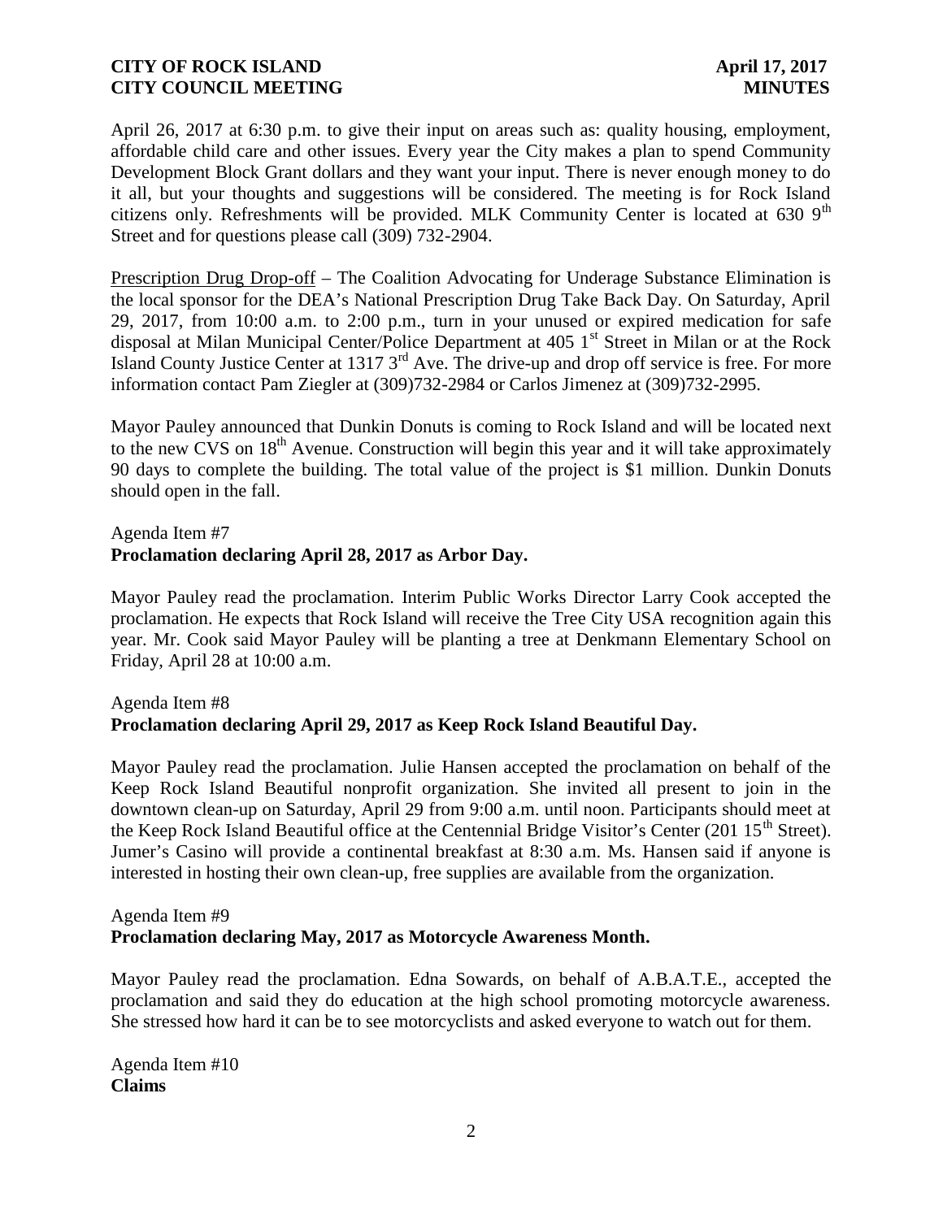April 26, 2017 at 6:30 p.m. to give their input on areas such as: quality housing, employment, affordable child care and other issues. Every year the City makes a plan to spend Community Development Block Grant dollars and they want your input. There is never enough money to do it all, but your thoughts and suggestions will be considered. The meeting is for Rock Island citizens only. Refreshments will be provided. MLK Community Center is located at 630 9th Street and for questions please call (309) 732-2904.

Prescription Drug Drop-off – The Coalition Advocating for Underage Substance Elimination is the local sponsor for the DEA's National Prescription Drug Take Back Day. On Saturday, April 29, 2017, from 10:00 a.m. to 2:00 p.m., turn in your unused or expired medication for safe disposal at Milan Municipal Center/Police Department at 405 1st Street in Milan or at the Rock Island County Justice Center at 1317 3rd Ave. The drive-up and drop off service is free. For more information contact Pam Ziegler at (309)732-2984 or Carlos Jimenez at (309)732-2995.

Mayor Pauley announced that Dunkin Donuts is coming to Rock Island and will be located next to the new CVS on 18th Avenue. Construction will begin this year and it will take approximately 90 days to complete the building. The total value of the project is $1 million. Dunkin Donuts should open in the fall.

Agenda Item #7
**Proclamation declaring April 28, 2017 as Arbor Day.**

Mayor Pauley read the proclamation. Interim Public Works Director Larry Cook accepted the proclamation. He expects that Rock Island will receive the Tree City USA recognition again this year. Mr. Cook said Mayor Pauley will be planting a tree at Denkmann Elementary School on Friday, April 28 at 10:00 a.m.

Agenda Item #8
**Proclamation declaring April 29, 2017 as Keep Rock Island Beautiful Day.**

Mayor Pauley read the proclamation. Julie Hansen accepted the proclamation on behalf of the Keep Rock Island Beautiful nonprofit organization. She invited all present to join in the downtown clean-up on Saturday, April 29 from 9:00 a.m. until noon. Participants should meet at the Keep Rock Island Beautiful office at the Centennial Bridge Visitor's Center (201 15th Street). Jumer's Casino will provide a continental breakfast at 8:30 a.m. Ms. Hansen said if anyone is interested in hosting their own clean-up, free supplies are available from the organization.

Agenda Item #9
**Proclamation declaring May, 2017 as Motorcycle Awareness Month.**

Mayor Pauley read the proclamation. Edna Sowards, on behalf of A.B.A.T.E., accepted the proclamation and said they do education at the high school promoting motorcycle awareness. She stressed how hard it can be to see motorcyclists and asked everyone to watch out for them.

Agenda Item #10
**Claims**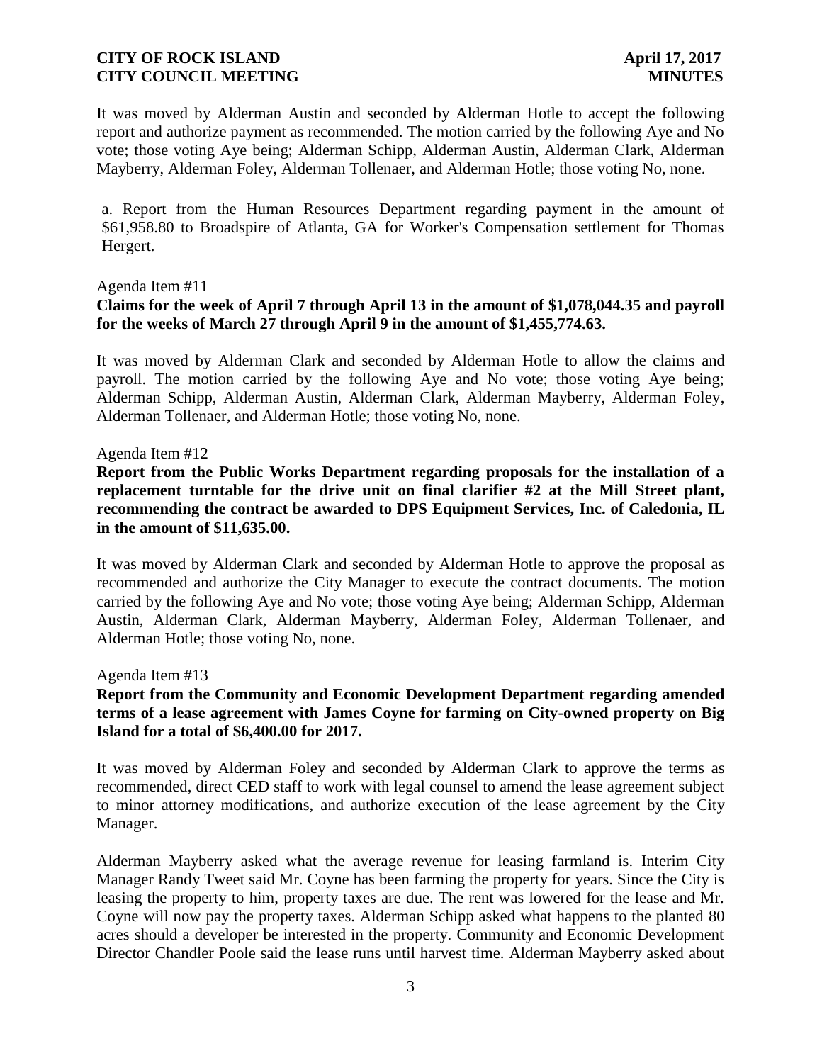It was moved by Alderman Austin and seconded by Alderman Hotle to accept the following report and authorize payment as recommended. The motion carried by the following Aye and No vote; those voting Aye being; Alderman Schipp, Alderman Austin, Alderman Clark, Alderman Mayberry, Alderman Foley, Alderman Tollenaer, and Alderman Hotle; those voting No, none.

a. Report from the Human Resources Department regarding payment in the amount of $61,958.80 to Broadspire of Atlanta, GA for Worker's Compensation settlement for Thomas Hergert.

Agenda Item #11

**Claims for the week of April 7 through April 13 in the amount of $1,078,044.35 and payroll for the weeks of March 27 through April 9 in the amount of $1,455,774.63.**

It was moved by Alderman Clark and seconded by Alderman Hotle to allow the claims and payroll. The motion carried by the following Aye and No vote; those voting Aye being; Alderman Schipp, Alderman Austin, Alderman Clark, Alderman Mayberry, Alderman Foley, Alderman Tollenaer, and Alderman Hotle; those voting No, none.

Agenda Item #12

**Report from the Public Works Department regarding proposals for the installation of a replacement turntable for the drive unit on final clarifier #2 at the Mill Street plant, recommending the contract be awarded to DPS Equipment Services, Inc. of Caledonia, IL in the amount of $11,635.00.**

It was moved by Alderman Clark and seconded by Alderman Hotle to approve the proposal as recommended and authorize the City Manager to execute the contract documents. The motion carried by the following Aye and No vote; those voting Aye being; Alderman Schipp, Alderman Austin, Alderman Clark, Alderman Mayberry, Alderman Foley, Alderman Tollenaer, and Alderman Hotle; those voting No, none.

Agenda Item #13

**Report from the Community and Economic Development Department regarding amended terms of a lease agreement with James Coyne for farming on City-owned property on Big Island for a total of $6,400.00 for 2017.**

It was moved by Alderman Foley and seconded by Alderman Clark to approve the terms as recommended, direct CED staff to work with legal counsel to amend the lease agreement subject to minor attorney modifications, and authorize execution of the lease agreement by the City Manager.

Alderman Mayberry asked what the average revenue for leasing farmland is. Interim City Manager Randy Tweet said Mr. Coyne has been farming the property for years. Since the City is leasing the property to him, property taxes are due. The rent was lowered for the lease and Mr. Coyne will now pay the property taxes. Alderman Schipp asked what happens to the planted 80 acres should a developer be interested in the property. Community and Economic Development Director Chandler Poole said the lease runs until harvest time. Alderman Mayberry asked about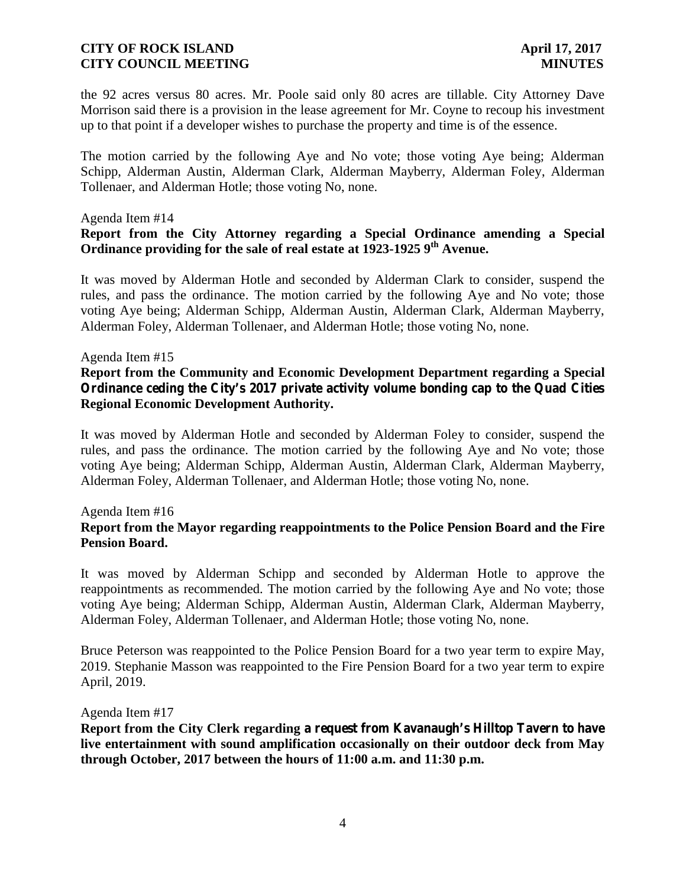the 92 acres versus 80 acres. Mr. Poole said only 80 acres are tillable. City Attorney Dave Morrison said there is a provision in the lease agreement for Mr. Coyne to recoup his investment up to that point if a developer wishes to purchase the property and time is of the essence.

The motion carried by the following Aye and No vote; those voting Aye being; Alderman Schipp, Alderman Austin, Alderman Clark, Alderman Mayberry, Alderman Foley, Alderman Tollenaer, and Alderman Hotle; those voting No, none.

Agenda Item #14

**Report from the City Attorney regarding a Special Ordinance amending a Special Ordinance providing for the sale of real estate at 1923-1925 9th Avenue.**

It was moved by Alderman Hotle and seconded by Alderman Clark to consider, suspend the rules, and pass the ordinance. The motion carried by the following Aye and No vote; those voting Aye being; Alderman Schipp, Alderman Austin, Alderman Clark, Alderman Mayberry, Alderman Foley, Alderman Tollenaer, and Alderman Hotle; those voting No, none.

Agenda Item #15

**Report from the Community and Economic Development Department regarding a Special Ordinance ceding the City's 2017 private activity volume bonding cap to the Quad Cities Regional Economic Development Authority.**

It was moved by Alderman Hotle and seconded by Alderman Foley to consider, suspend the rules, and pass the ordinance. The motion carried by the following Aye and No vote; those voting Aye being; Alderman Schipp, Alderman Austin, Alderman Clark, Alderman Mayberry, Alderman Foley, Alderman Tollenaer, and Alderman Hotle; those voting No, none.

Agenda Item #16

**Report from the Mayor regarding reappointments to the Police Pension Board and the Fire Pension Board.**

It was moved by Alderman Schipp and seconded by Alderman Hotle to approve the reappointments as recommended. The motion carried by the following Aye and No vote; those voting Aye being; Alderman Schipp, Alderman Austin, Alderman Clark, Alderman Mayberry, Alderman Foley, Alderman Tollenaer, and Alderman Hotle; those voting No, none.

Bruce Peterson was reappointed to the Police Pension Board for a two year term to expire May, 2019. Stephanie Masson was reappointed to the Fire Pension Board for a two year term to expire April, 2019.

Agenda Item #17

**Report from the City Clerk regarding a request from Kavanaugh's Hilltop Tavern to have live entertainment with sound amplification occasionally on their outdoor deck from May through October, 2017 between the hours of 11:00 a.m. and 11:30 p.m.**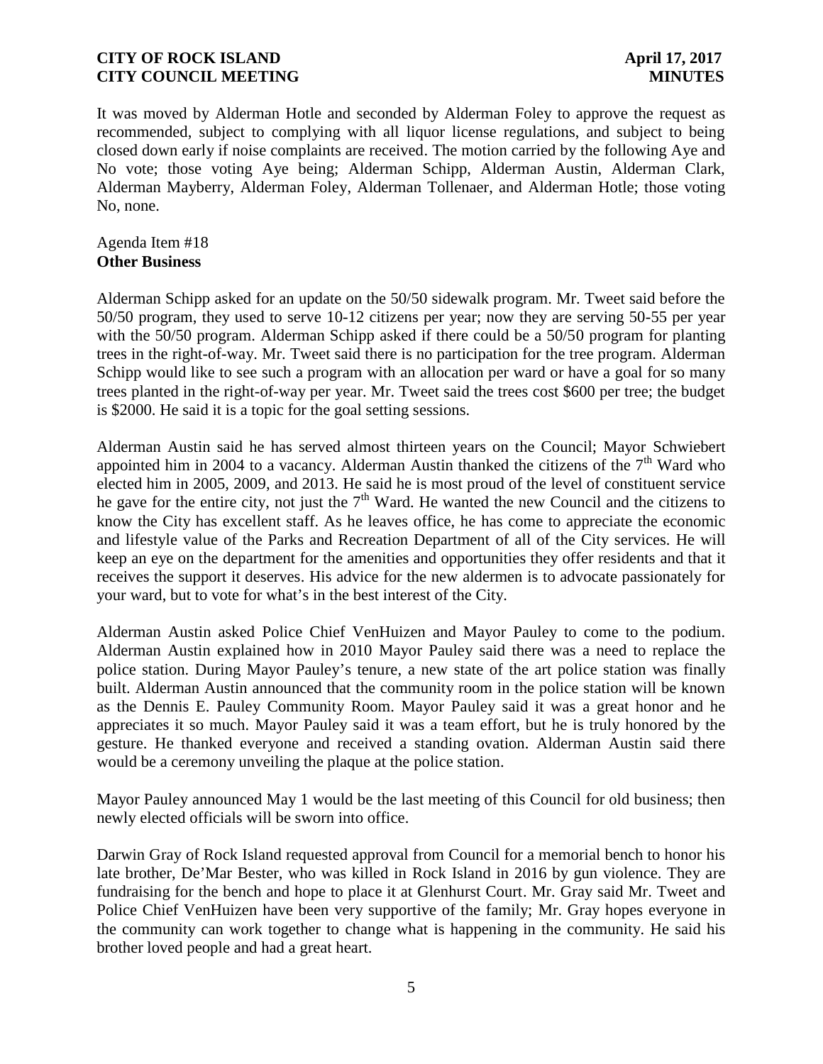It was moved by Alderman Hotle and seconded by Alderman Foley to approve the request as recommended, subject to complying with all liquor license regulations, and subject to being closed down early if noise complaints are received. The motion carried by the following Aye and No vote; those voting Aye being; Alderman Schipp, Alderman Austin, Alderman Clark, Alderman Mayberry, Alderman Foley, Alderman Tollenaer, and Alderman Hotle; those voting No, none.

Agenda Item #18
**Other Business**

Alderman Schipp asked for an update on the 50/50 sidewalk program. Mr. Tweet said before the 50/50 program, they used to serve 10-12 citizens per year; now they are serving 50-55 per year with the 50/50 program. Alderman Schipp asked if there could be a 50/50 program for planting trees in the right-of-way. Mr. Tweet said there is no participation for the tree program. Alderman Schipp would like to see such a program with an allocation per ward or have a goal for so many trees planted in the right-of-way per year. Mr. Tweet said the trees cost $600 per tree; the budget is $2000. He said it is a topic for the goal setting sessions.

Alderman Austin said he has served almost thirteen years on the Council; Mayor Schwiebert appointed him in 2004 to a vacancy. Alderman Austin thanked the citizens of the 7th Ward who elected him in 2005, 2009, and 2013. He said he is most proud of the level of constituent service he gave for the entire city, not just the 7th Ward. He wanted the new Council and the citizens to know the City has excellent staff. As he leaves office, he has come to appreciate the economic and lifestyle value of the Parks and Recreation Department of all of the City services. He will keep an eye on the department for the amenities and opportunities they offer residents and that it receives the support it deserves. His advice for the new aldermen is to advocate passionately for your ward, but to vote for what's in the best interest of the City.

Alderman Austin asked Police Chief VenHuizen and Mayor Pauley to come to the podium. Alderman Austin explained how in 2010 Mayor Pauley said there was a need to replace the police station. During Mayor Pauley's tenure, a new state of the art police station was finally built. Alderman Austin announced that the community room in the police station will be known as the Dennis E. Pauley Community Room. Mayor Pauley said it was a great honor and he appreciates it so much. Mayor Pauley said it was a team effort, but he is truly honored by the gesture. He thanked everyone and received a standing ovation. Alderman Austin said there would be a ceremony unveiling the plaque at the police station.

Mayor Pauley announced May 1 would be the last meeting of this Council for old business; then newly elected officials will be sworn into office.

Darwin Gray of Rock Island requested approval from Council for a memorial bench to honor his late brother, De'Mar Bester, who was killed in Rock Island in 2016 by gun violence. They are fundraising for the bench and hope to place it at Glenhurst Court. Mr. Gray said Mr. Tweet and Police Chief VenHuizen have been very supportive of the family; Mr. Gray hopes everyone in the community can work together to change what is happening in the community. He said his brother loved people and had a great heart.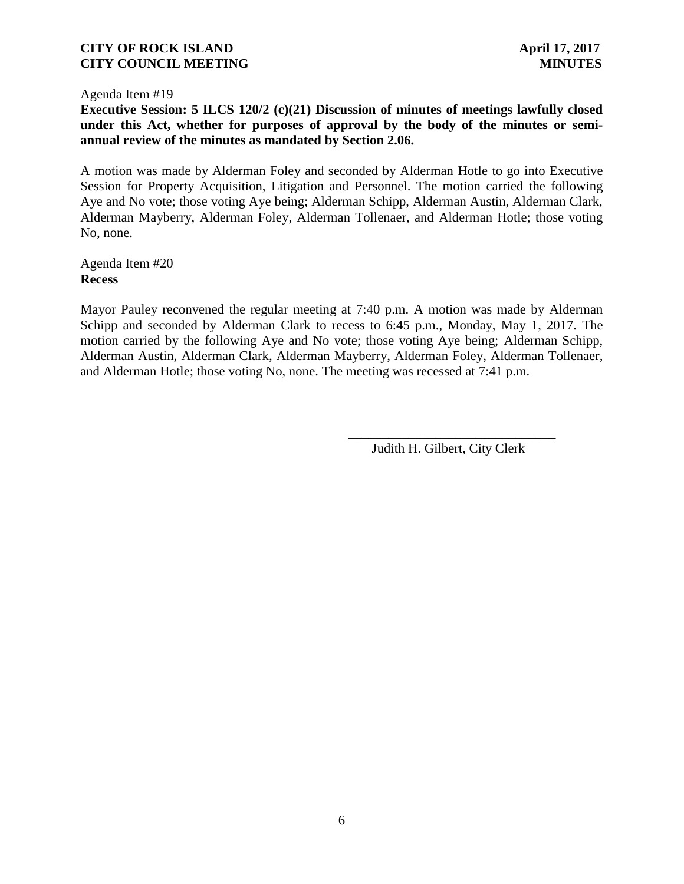Agenda Item #19

**Executive Session: 5 ILCS 120/2 (c)(21) Discussion of minutes of meetings lawfully closed under this Act, whether for purposes of approval by the body of the minutes or semi-annual review of the minutes as mandated by Section 2.06.**

A motion was made by Alderman Foley and seconded by Alderman Hotle to go into Executive Session for Property Acquisition, Litigation and Personnel. The motion carried the following Aye and No vote; those voting Aye being; Alderman Schipp, Alderman Austin, Alderman Clark, Alderman Mayberry, Alderman Foley, Alderman Tollenaer, and Alderman Hotle; those voting No, none.

Agenda Item #20

**Recess**

Mayor Pauley reconvened the regular meeting at 7:40 p.m. A motion was made by Alderman Schipp and seconded by Alderman Clark to recess to 6:45 p.m., Monday, May 1, 2017. The motion carried by the following Aye and No vote; those voting Aye being; Alderman Schipp, Alderman Austin, Alderman Clark, Alderman Mayberry, Alderman Foley, Alderman Tollenaer, and Alderman Hotle; those voting No, none. The meeting was recessed at 7:41 p.m.

\_\_\_\_\_\_\_\_\_\_\_\_\_\_\_\_\_\_\_\_\_\_\_\_\_\_\_\_\_\_

Judith H. Gilbert, City Clerk